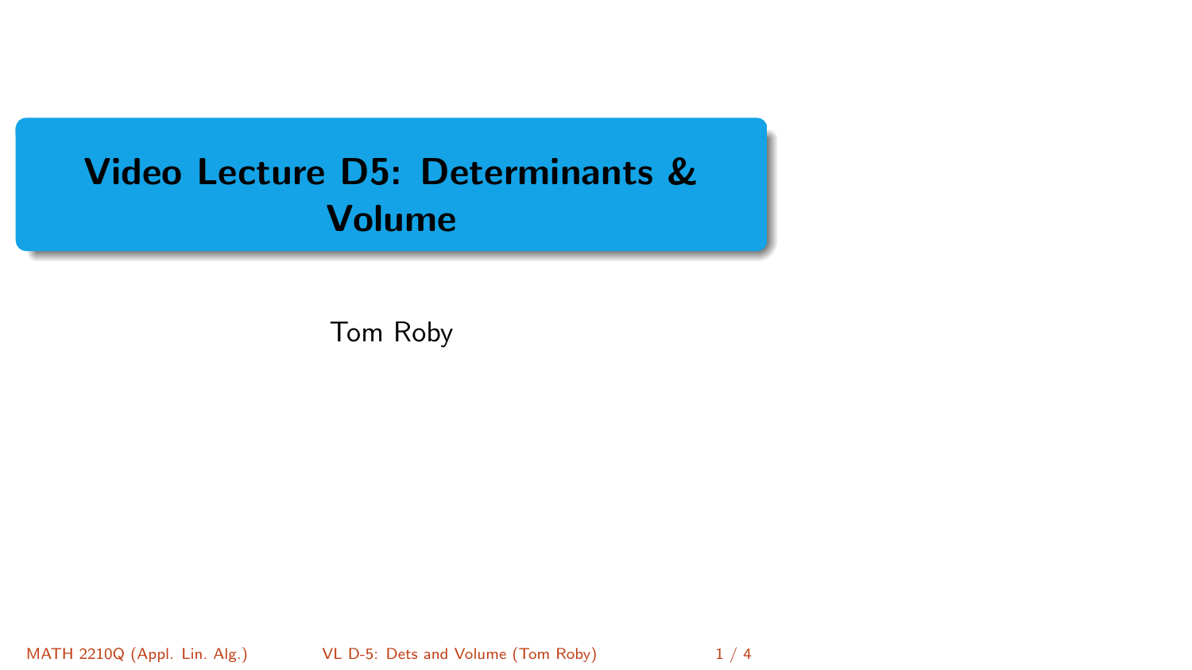# Video Lecture D5: Determinants & Volume

Tom Roby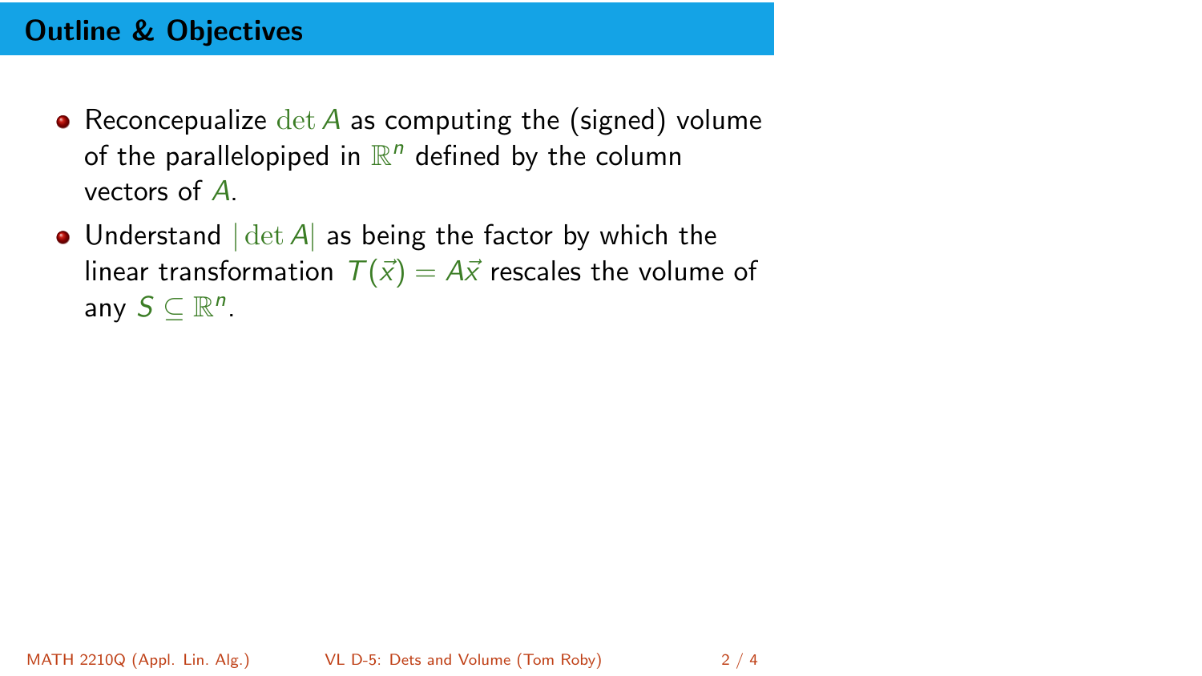## Outline & Objectives

- Reconcepualize $\det A$ as computing the (signed) volume of the parallelopiped in $\mathbb{R}^n$ defined by the column vectors of $A$.
- Understand $|\det A|$ as being the factor by which the linear transformation $T(\vec{x}) = A\vec{x}$ rescales the volume of any $S \subseteq \mathbb{R}^n$.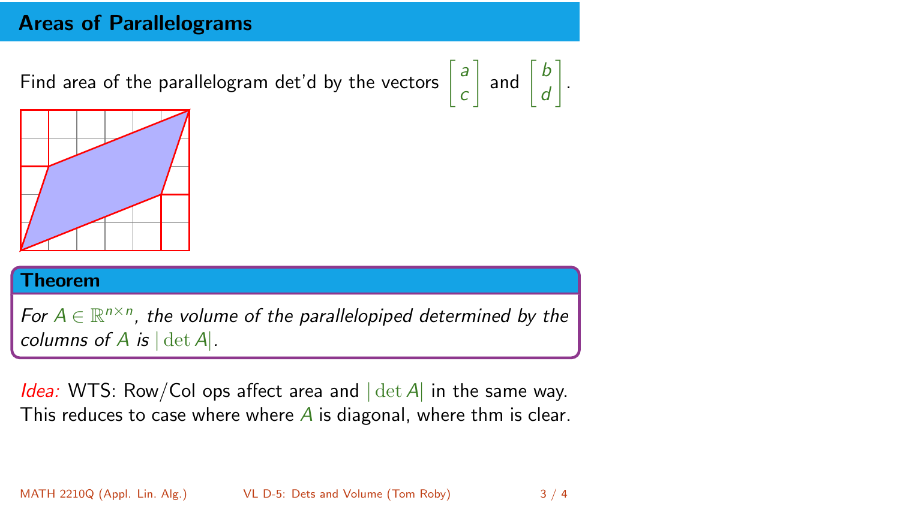## Areas of Parallelograms

Find area of the parallelogram det'd by the vectors $\begin{bmatrix} a \\ c \end{bmatrix}$ and $\begin{bmatrix} b \\ d \end{bmatrix}$.

**Theorem**

*For $A \in \mathbb{R}^{n \times n}$, the volume of the parallelopiped determined by the columns of $A$ is $|\det A|$.*

*Idea:* WTS: Row/Col ops affect area and $|\det A|$ in the same way. This reduces to case where where $A$ is diagonal, where thm is clear.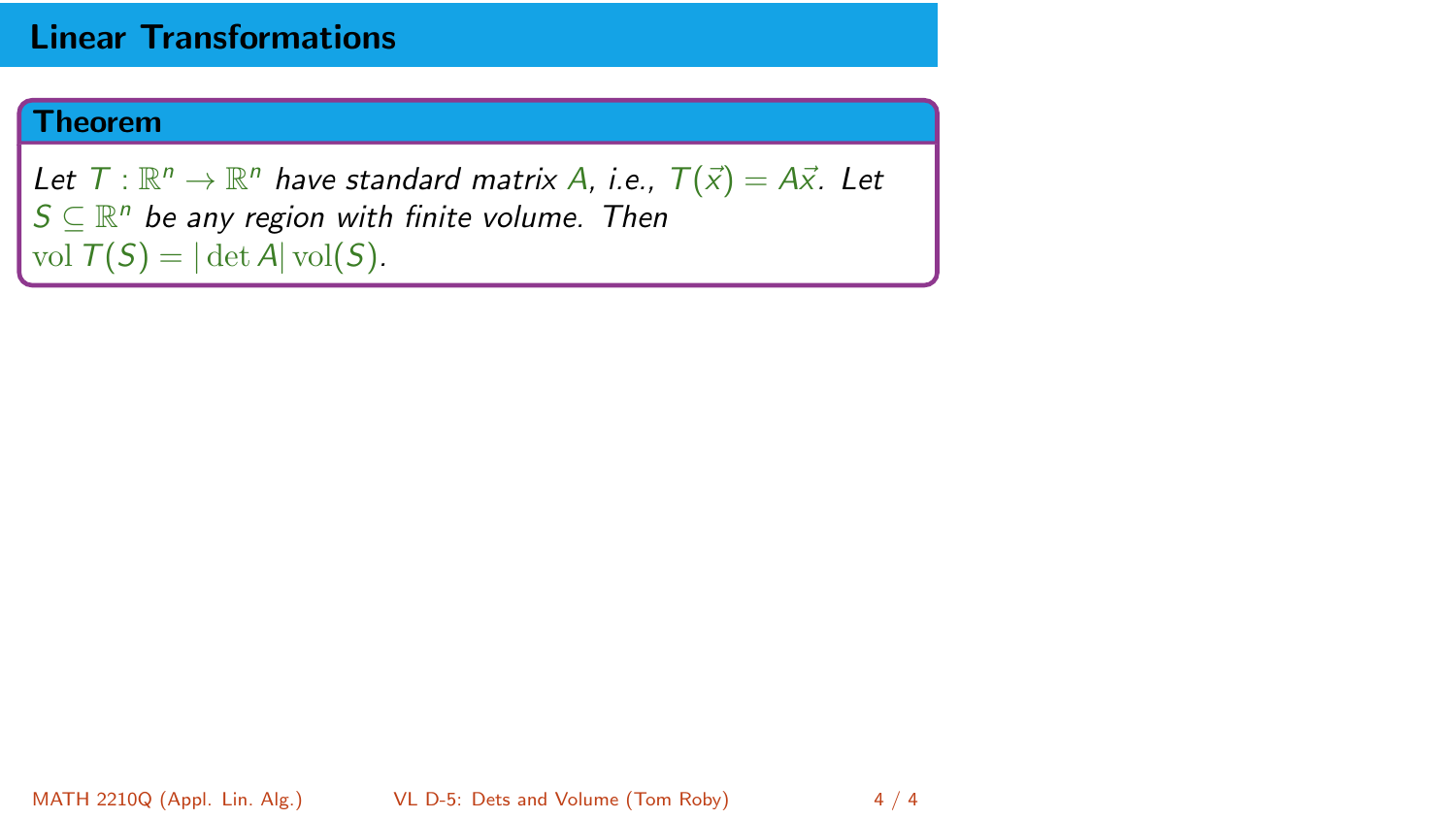# Linear Transformations

**Theorem**

*Let $T : \mathbb{R}^n \to \mathbb{R}^n$ have standard matrix $A$, i.e., $T(\vec{x}) = A\vec{x}$. Let $S \subseteq \mathbb{R}^n$ be any region with finite volume. Then*
$\operatorname{vol} T(S) = |\det A| \operatorname{vol}(S)$.